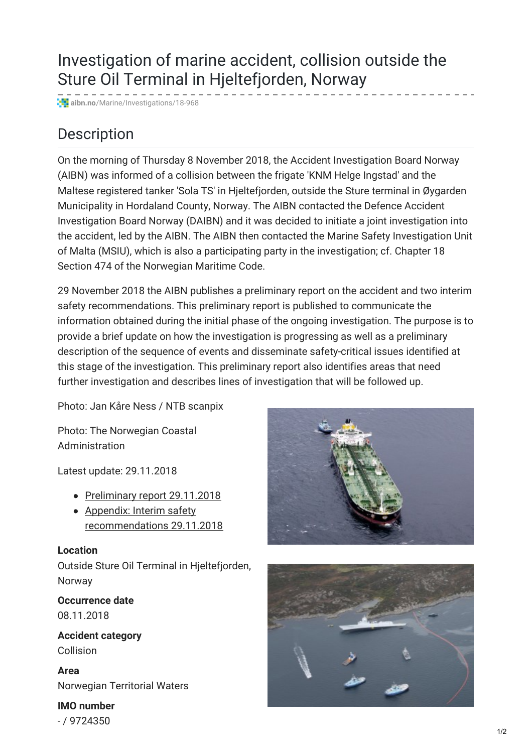# Investigation of marine accident, collision outside the Sture Oil Terminal in Hjeltefjorden, Norway

aibn.no/Marine/Investigations/18-968

## Description

On the morning of Thursday 8 November 2018, the Accident Investigation Board Norway (AIBN) was informed of a collision between the frigate 'KNM Helge Ingstad' and the Maltese registered tanker 'Sola TS' in Hjeltefjorden, outside the Sture terminal in Øygarden Municipality in Hordaland County, Norway. The AIBN contacted the Defence Accident Investigation Board Norway (DAIBN) and it was decided to initiate a joint investigation into the accident, led by the AIBN. The AIBN then contacted the Marine Safety Investigation Unit of Malta (MSIU), which is also a participating party in the investigation; cf. Chapter 18 Section 474 of the Norwegian Maritime Code.

29 November 2018 the AIBN publishes a preliminary report on the accident and two interim safety recommendations. This preliminary report is published to communicate the information obtained during the initial phase of the ongoing investigation. The purpose is to provide a brief update on how the investigation is progressing as well as a preliminary description of the sequence of events and disseminate safety-critical issues identified at this stage of the investigation. This preliminary report also identifies areas that need further investigation and describes lines of investigation that will be followed up.

Photo: Jan Kåre Ness / NTB scanpix

Photo: The Norwegian Coastal Administration

Latest update: 29.11.2018

- Preliminary report 29.11.2018
- Appendix: Interim safety recommendations 29.11.2018

**Location**
Outside Sture Oil Terminal in Hjeltefjorden, Norway

**Occurrence date**
08.11.2018

**Accident category**
Collision

**Area**
Norwegian Territorial Waters

**IMO number**
- / 9724350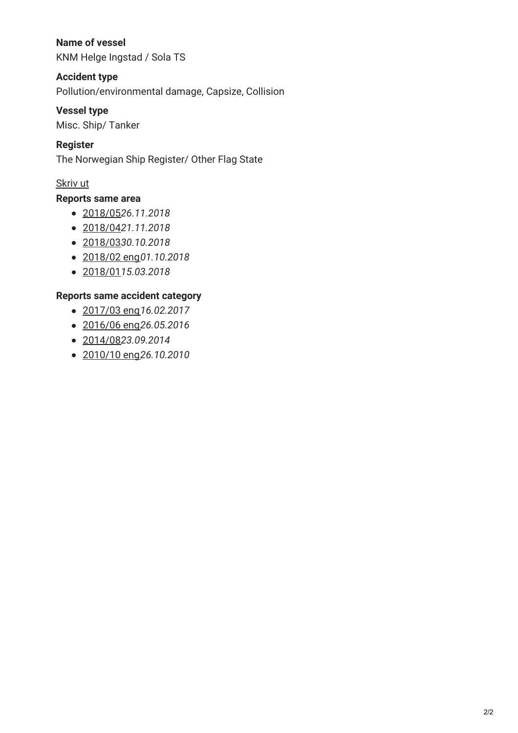**Name of vessel**

KNM Helge Ingstad / Sola TS

**Accident type**

Pollution/environmental damage, Capsize, Collision

**Vessel type**

Misc. Ship/ Tanker

**Register**

The Norwegian Ship Register/ Other Flag State

Skriv ut

**Reports same area**

- 2018/05*26.11.2018*
- 2018/04*21.11.2018*
- 2018/03*30.10.2018*
- 2018/02 eng*01.10.2018*
- 2018/01*15.03.2018*

**Reports same accident category**

- 2017/03 eng*16.02.2017*
- 2016/06 eng*26.05.2016*
- 2014/08*23.09.2014*
- 2010/10 eng*26.10.2010*